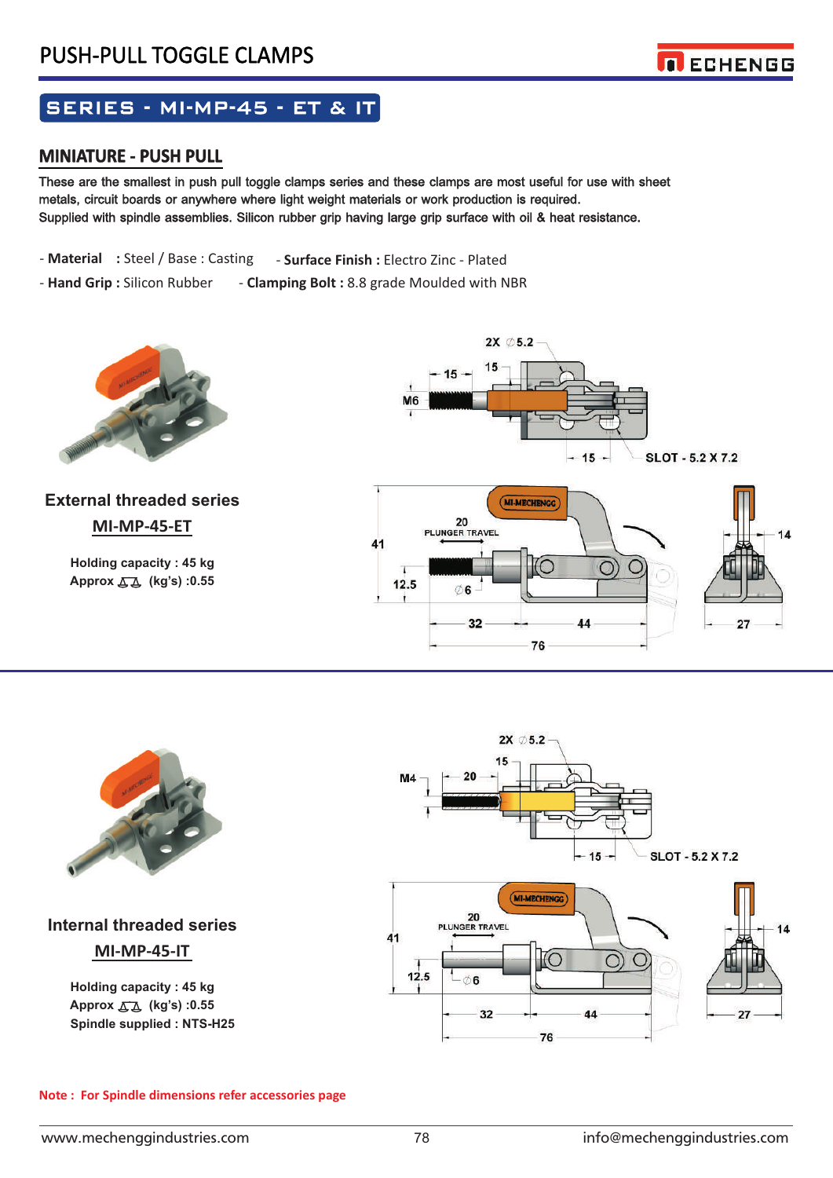# PUSH-PULL TOGGLE CLAMPS

## SERIES - MI-MP-45 - ET & IT

### MINIATURE - PUSH PULL

These are the smallest in push pull toggle clamps series and these clamps are most useful for use with sheet metals, circuit boards or anywhere where light weight materials or work production is required.
Supplied with spindle assemblies. Silicon rubber grip having large grip surface with oil & heat resistance.

- **Material** : Steel / Base : Casting
- **Surface Finish :** Electro Zinc - Plated
- **Hand Grip :** Silicon Rubber
- **Clamping Bolt :** 8.8 grade Moulded with NBR

### External threaded series

**MI-MP-45-ET**

**Holding capacity : 45 kg**
**Approx (kg's) :0.55**

### Internal threaded series

**MI-MP-45-IT**

**Holding capacity : 45 kg**
**Approx (kg's) :0.55**
**Spindle supplied : NTS-H25**

**Note : For Spindle dimensions refer accessories page**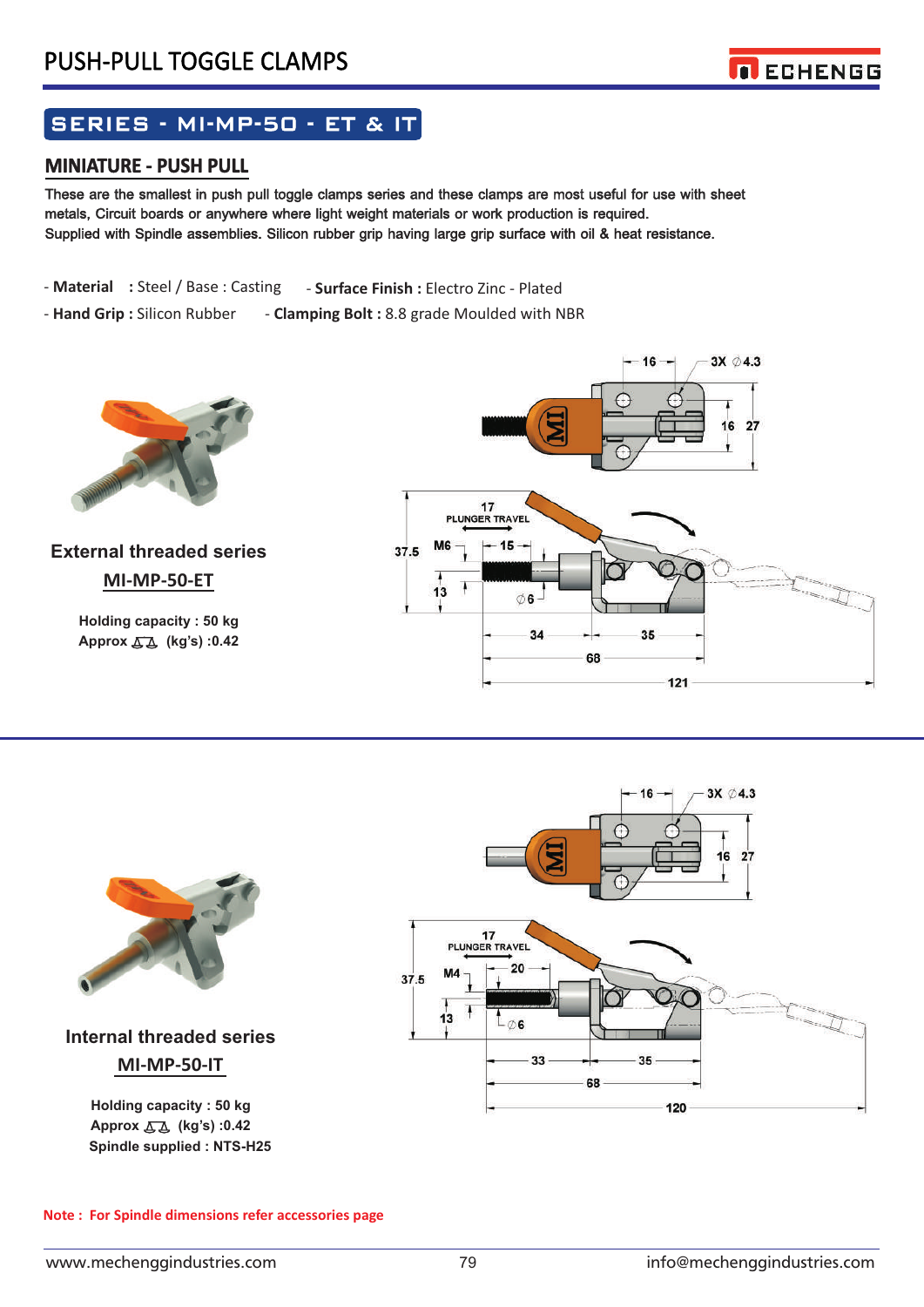# PUSH-PULL TOGGLE CLAMPS

## SERIES - MI-MP-50 - ET & IT

### MINIATURE - PUSH PULL

These are the smallest in push pull toggle clamps series and these clamps are most useful for use with sheet metals, Circuit boards or anywhere where light weight materials or work production is required.
Supplied with Spindle assemblies. Silicon rubber grip having large grip surface with oil & heat resistance.

- **Material** : Steel / Base : Casting
- **Surface Finish :** Electro Zinc - Plated
- **Hand Grip :** Silicon Rubber
- **Clamping Bolt :** 8.8 grade Moulded with NBR

**External threaded series**

**MI-MP-50-ET**

**Holding capacity : 50 kg**
**Approx (kg's) :0.42**

16
3X ∅4.3
16
27
17
PLUNGER TRAVEL
37.5
M6
15
13
∅6
34
35
68
121

**Internal threaded series**

**MI-MP-50-IT**

**Holding capacity : 50 kg**
**Approx (kg's) :0.42**
**Spindle supplied : NTS-H25**

16
3X ∅4.3
16
27
17
PLUNGER TRAVEL
37.5
M4
20
13
∅6
33
35
68
120

**Note : For Spindle dimensions refer accessories page**